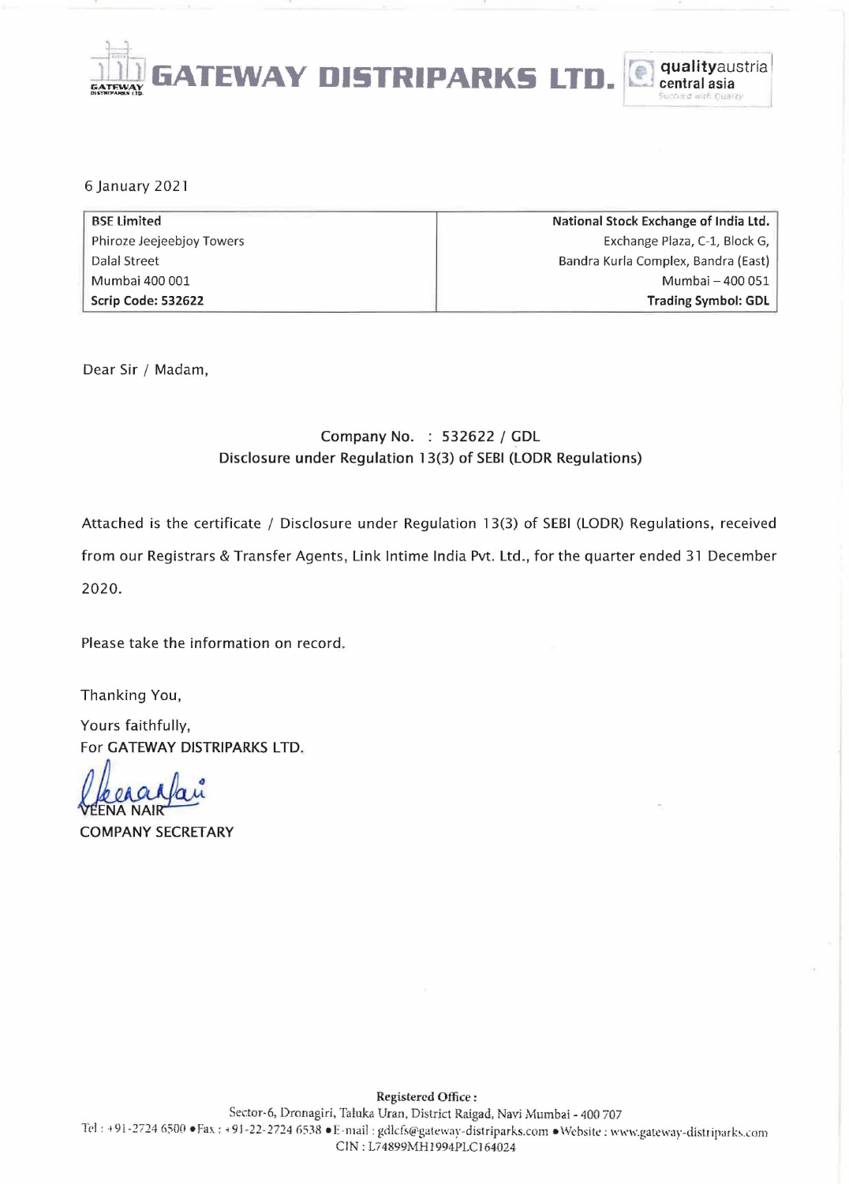# GATEWAY DISTRIPARKS LTD.

6 January 2021

| BSE Limited | National Stock Exchange of India Ltd. |
|---|---|
| Phiroze Jeejeebjoy Towers | Exchange Plaza, C-1, Block G, |
| Dalal Street | Bandra Kurla Complex, Bandra (East) |
| Mumbai 400 001 | Mumbai – 400 051 |
| **Scrip Code: 532622** | **Trading Symbol: GDL** |

Dear Sir / Madam,

Company No. : 532622 / GDL
Disclosure under Regulation 13(3) of SEBI (LODR Regulations)

Attached is the certificate / Disclosure under Regulation 13(3) of SEBI (LODR) Regulations, received from our Registrars & Transfer Agents, Link Intime India Pvt. Ltd., for the quarter ended 31 December 2020.

Please take the information on record.

Thanking You,

Yours faithfully,
For GATEWAY DISTRIPARKS LTD.

VEENA NAIR
COMPANY SECRETARY

**Registered Office :**
Sector-6, Dronagiri, Taluka Uran, District Raigad, Navi Mumbai - 400 707
Tel : +91-2724 6500 • Fax : +91-22-2724 6538 • E-mail : gdlcfs@gateway-distriparks.com • Website : www.gateway-distriparks.com
CIN : L74899MH1994PLC164024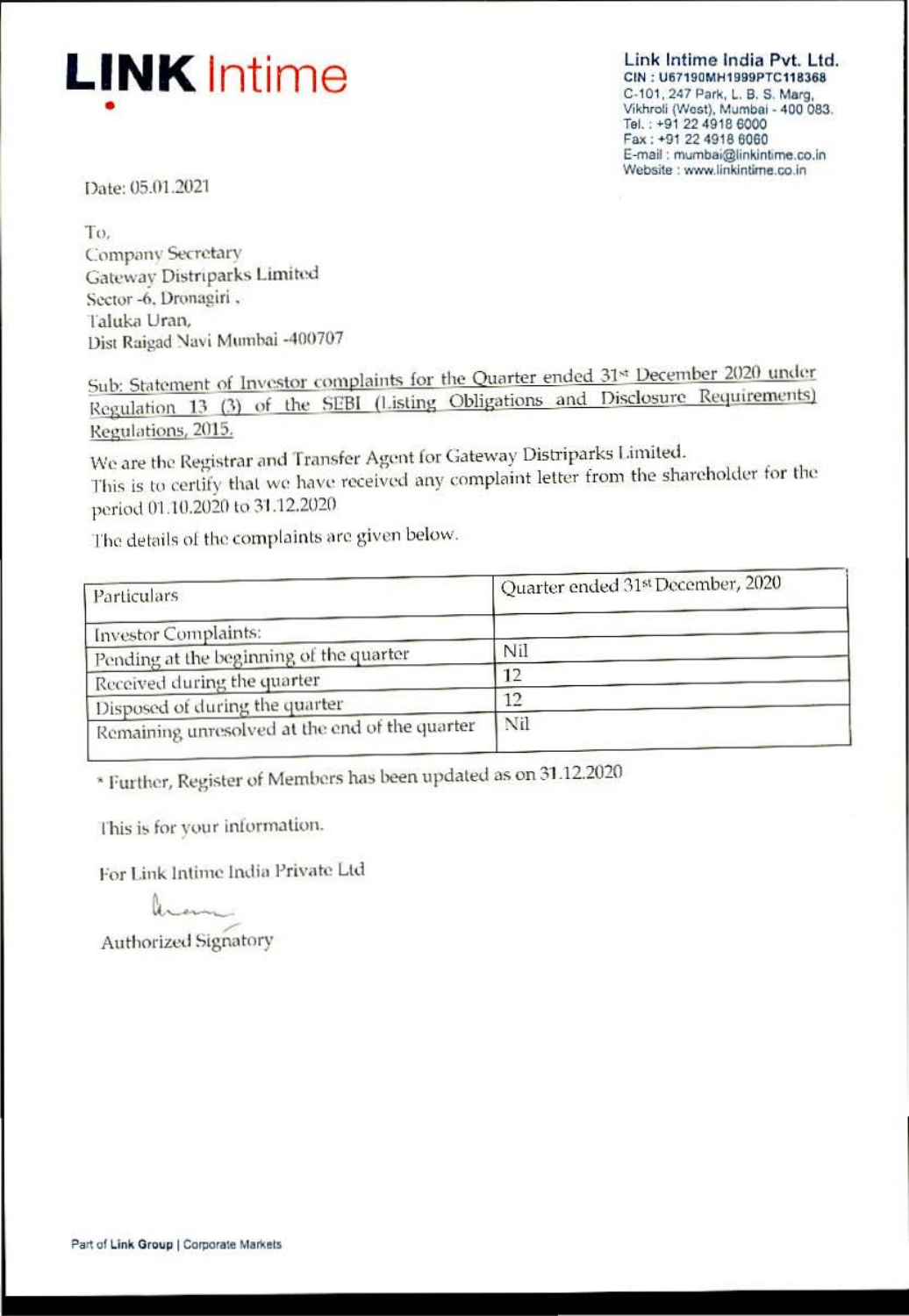**LINK** Intime

**Link Intime India Pvt. Ltd.**
CIN : U67190MH1999PTC118368
C-101, 247 Park, L. B. S. Marg,
Vikhroli (West), Mumbai - 400 083.
Tel. : +91 22 4918 6000
Fax : +91 22 4918 6060
E-mail : mumbai@linkintime.co.in
Website : www.linkintime.co.in

Date: 05.01.2021

To,
Company Secretary
Gateway Distriparks Limited
Sector -6, Dronagiri ,
Taluka Uran,
Dist Raigad Navi Mumbai -400707

Sub: Statement of Investor complaints for the Quarter ended 31st December 2020 under Regulation 13 (3) of the SEBI (Listing Obligations and Disclosure Requirements) Regulations, 2015.

We are the Registrar and Transfer Agent for Gateway Distriparks Limited.
This is to certify that we have received any complaint letter from the shareholder for the period 01.10.2020 to 31.12.2020

The details of the complaints are given below.

| Particulars | Quarter ended 31st December, 2020 |
|---|---|
| Investor Complaints: | |
| Pending at the beginning of the quarter | Nil |
| Received during the quarter | 12 |
| Disposed of during the quarter | 12 |
| Remaining unresolved at the end of the quarter | Nil |

* Further, Register of Members has been updated as on 31.12.2020

This is for your information.

For Link Intime India Private Ltd

Authorized Signatory

Part of Link Group | Corporate Markets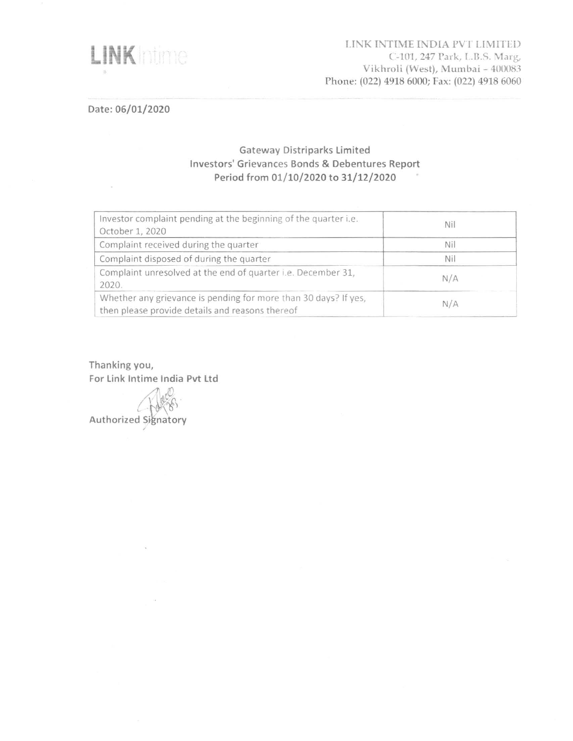**LINK**Intime

LINK INTIME INDIA PVT LIMITED
C-101, 247 Park, L.B.S. Marg,
Vikhroli (West), Mumbai - 400083
Phone: (022) 4918 6000; Fax: (022) 4918 6060

Date: 06/01/2020

## Gateway Distriparks Limited
## Investors' Grievances Bonds & Debentures Report
## Period from 01/10/2020 to 31/12/2020

| | |
|---|---|
| Investor complaint pending at the beginning of the quarter i.e. October 1, 2020 | Nil |
| Complaint received during the quarter | Nil |
| Complaint disposed of during the quarter | Nil |
| Complaint unresolved at the end of quarter i.e. December 31, 2020. | N/A |
| Whether any grievance is pending for more than 30 days? If yes, then please provide details and reasons thereof | N/A |

Thanking you,
For Link Intime India Pvt Ltd

Authorized Signatory